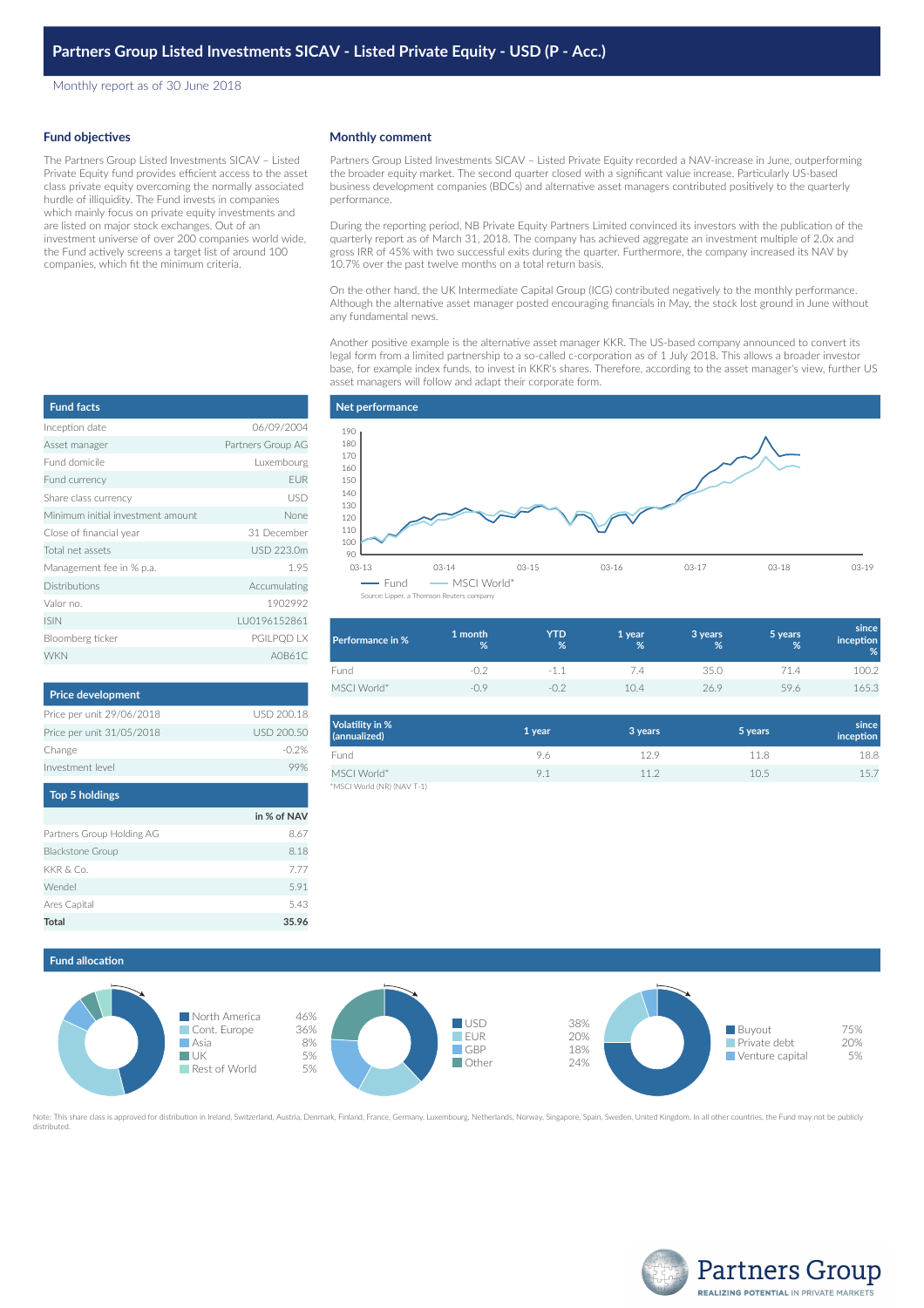# Partners Group Listed Investments SICAV - Listed Private Equity - USD (P - Acc.)

Monthly report as of 30 June 2018

## Fund objectives

The Partners Group Listed Investments SICAV – Listed Private Equity fund provides efficient access to the asset class private equity overcoming the normally associated hurdle of illiquidity. The Fund invests in companies which mainly focus on private equity investments and are listed on major stock exchanges. Out of an investment universe of over 200 companies world wide, the Fund actively screens a target list of around 100 companies, which fit the minimum criteria.

## Monthly comment

Partners Group Listed Investments SICAV – Listed Private Equity recorded a NAV-increase in June, outperforming the broader equity market. The second quarter closed with a significant value increase. Particularly US-based business development companies (BDCs) and alternative asset managers contributed positively to the quarterly performance.

During the reporting period, NB Private Equity Partners Limited convinced its investors with the publication of the quarterly report as of March 31, 2018. The company has achieved aggregate an investment multiple of 2.0x and gross IRR of 45% with two successful exits during the quarter. Furthermore, the company increased its NAV by 10.7% over the past twelve months on a total return basis.

On the other hand, the UK Intermediate Capital Group (ICG) contributed negatively to the monthly performance. Although the alternative asset manager posted encouraging financials in May, the stock lost ground in June without any fundamental news.

Another positive example is the alternative asset manager KKR. The US-based company announced to convert its legal form from a limited partnership to a so-called c-corporation as of 1 July 2018. This allows a broader investor base, for example index funds, to invest in KKR's shares. Therefore, according to the asset manager's view, further US asset managers will follow and adapt their corporate form.

## Fund facts

| | |
|---|---|
| Inception date | 06/09/2004 |
| Asset manager | Partners Group AG |
| Fund domicile | Luxembourg |
| Fund currency | EUR |
| Share class currency | USD |
| Minimum initial investment amount | None |
| Close of financial year | 31 December |
| Total net assets | USD 223.0m |
| Management fee in % p.a. | 1.95 |
| Distributions | Accumulating |
| Valor no. | 1902992 |
| ISIN | LU0196152861 |
| Bloomberg ticker | PGILPQD LX |
| WKN | A0B61C |

## Net performance

Legend: Fund, MSCI World*

Source: Lipper, a Thomson Reuters company

| Performance in % | 1 month % | YTD % | 1 year % | 3 years % | 5 years % | since inception % |
|---|---|---|---|---|---|---|
| Fund | -0.2 | -1.1 | 7.4 | 35.0 | 71.4 | 100.2 |
| MSCI World* | -0.9 | -0.2 | 10.4 | 26.9 | 59.6 | 165.3 |

| Volatility in % (annualized) | 1 year | 3 years | 5 years | since inception |
|---|---|---|---|---|
| Fund | 9.6 | 12.9 | 11.8 | 18.8 |
| MSCI World* | 9.1 | 11.2 | 10.5 | 15.7 |

*MSCI World (NR) (NAV T-1)

## Price development

| | |
|---|---|
| Price per unit 29/06/2018 | USD 200.18 |
| Price per unit 31/05/2018 | USD 200.50 |
| Change | -0.2% |
| Investment level | 99% |

## Top 5 holdings

| | in % of NAV |
|---|---|
| Partners Group Holding AG | 8.67 |
| Blackstone Group | 8.18 |
| KKR & Co. | 7.77 |
| Wendel | 5.91 |
| Ares Capital | 5.43 |
| **Total** | **35.96** |

## Fund allocation

| Region | % |
|---|---|
| North America | 46% |
| Cont. Europe | 36% |
| Asia | 8% |
| UK | 5% |
| Rest of World | 5% |

| Currency | % |
|---|---|
| USD | 38% |
| EUR | 20% |
| GBP | 18% |
| Other | 24% |

| Type | % |
|---|---|
| Buyout | 75% |
| Private debt | 20% |
| Venture capital | 5% |

Note: This share class is approved for distribution in Ireland, Switzerland, Austria, Denmark, Finland, France, Germany, Luxembourg, Netherlands, Norway, Singapore, Spain, Sweden, United Kingdom. In all other countries, the Fund may not be publicly distributed.

Partners Group
REALIZING POTENTIAL IN PRIVATE MARKETS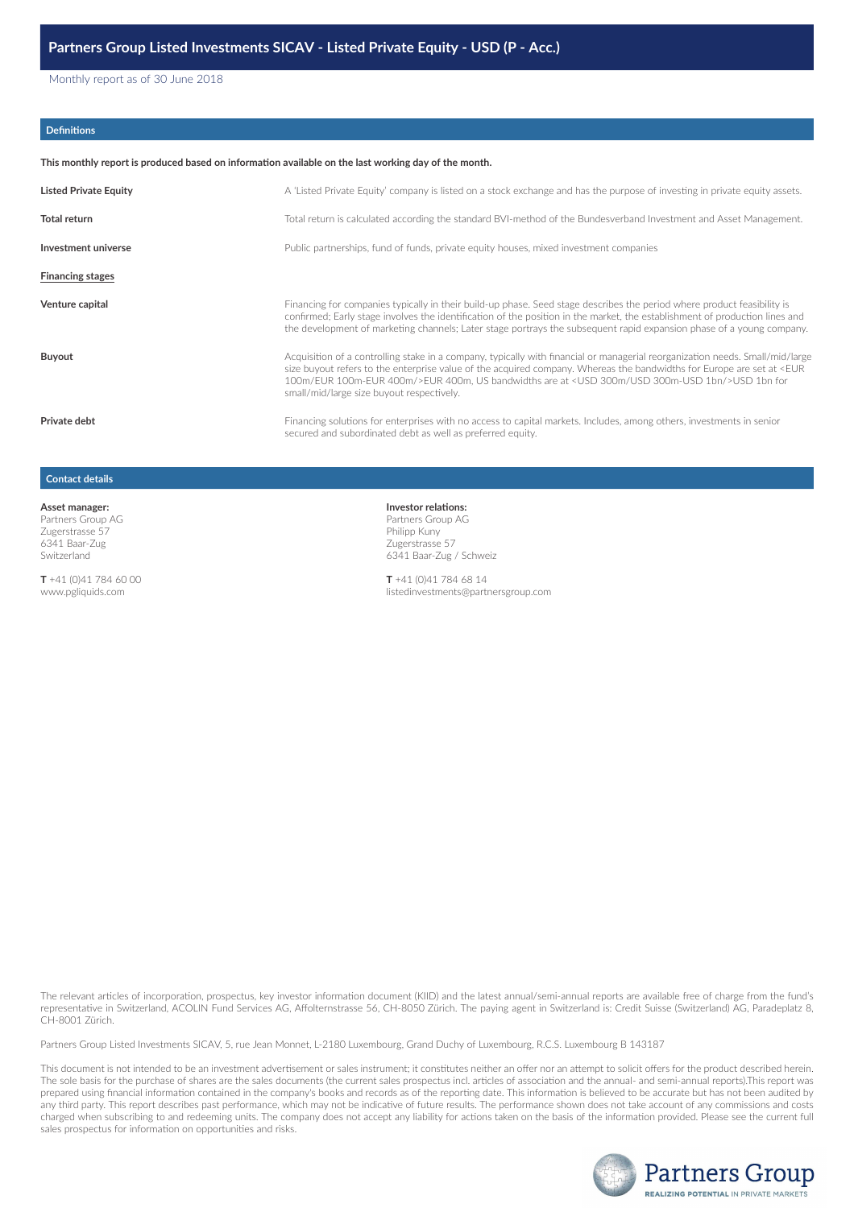# Partners Group Listed Investments SICAV - Listed Private Equity - USD (P - Acc.)

Monthly report as of 30 June 2018

## Definitions

**This monthly report is produced based on information available on the last working day of the month.**

| | |
|---|---|
| **Listed Private Equity** | A 'Listed Private Equity' company is listed on a stock exchange and has the purpose of investing in private equity assets. |
| **Total return** | Total return is calculated according the standard BVI-method of the Bundesverband Investment and Asset Management. |
| **Investment universe** | Public partnerships, fund of funds, private equity houses, mixed investment companies |
| **Financing stages** | |
| **Venture capital** | Financing for companies typically in their build-up phase. Seed stage describes the period where product feasibility is confirmed; Early stage involves the identification of the position in the market, the establishment of production lines and the development of marketing channels; Later stage portrays the subsequent rapid expansion phase of a young company. |
| **Buyout** | Acquisition of a controlling stake in a company, typically with financial or managerial reorganization needs. Small/mid/large size buyout refers to the enterprise value of the acquired company. Whereas the bandwidths for Europe are set at <EUR 100m/EUR 100m-EUR 400m/>EUR 400m, US bandwidths are at <USD 300m/USD 300m-USD 1bn/>USD 1bn for small/mid/large size buyout respectively. |
| **Private debt** | Financing solutions for enterprises with no access to capital markets. Includes, among others, investments in senior secured and subordinated debt as well as preferred equity. |

## Contact details

**Asset manager:**
Partners Group AG
Zugerstrasse 57
6341 Baar-Zug
Switzerland

**T** +41 (0)41 784 60 00
www.pgliquids.com

**Investor relations:**
Partners Group AG
Philipp Kuny
Zugerstrasse 57
6341 Baar-Zug / Schweiz

**T** +41 (0)41 784 68 14
listedinvestments@partnersgroup.com

The relevant articles of incorporation, prospectus, key investor information document (KIID) and the latest annual/semi-annual reports are available free of charge from the fund's representative in Switzerland, ACOLIN Fund Services AG, Affolternstrasse 56, CH-8050 Zürich. The paying agent in Switzerland is: Credit Suisse (Switzerland) AG, Paradeplatz 8, CH-8001 Zürich.

Partners Group Listed Investments SICAV, 5, rue Jean Monnet, L-2180 Luxembourg, Grand Duchy of Luxembourg, R.C.S. Luxembourg B 143187

This document is not intended to be an investment advertisement or sales instrument; it constitutes neither an offer nor an attempt to solicit offers for the product described herein. The sole basis for the purchase of shares are the sales documents (the current sales prospectus incl. articles of association and the annual- and semi-annual reports).This report was prepared using financial information contained in the company's books and records as of the reporting date. This information is believed to be accurate but has not been audited by any third party. This report describes past performance, which may not be indicative of future results. The performance shown does not take account of any commissions and costs charged when subscribing to and redeeming units. The company does not accept any liability for actions taken on the basis of the information provided. Please see the current full sales prospectus for information on opportunities and risks.

Partners Group
REALIZING POTENTIAL IN PRIVATE MARKETS